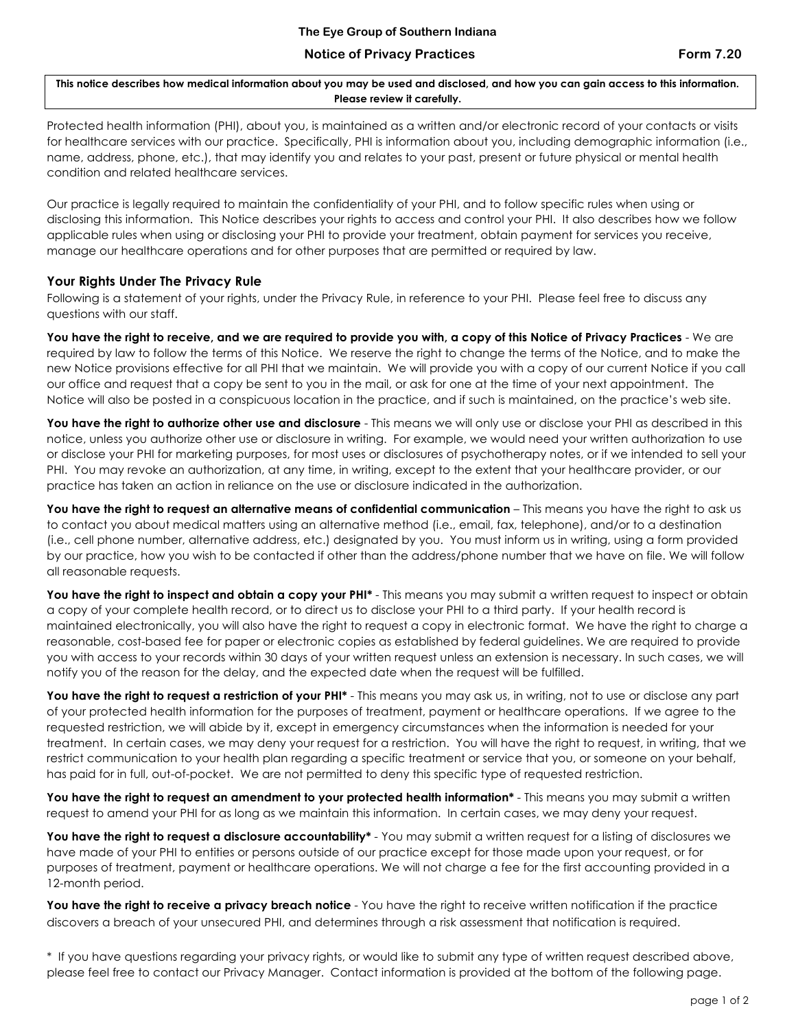**The Eye Group of Southern Indiana**

# Notice of Privacy Practices

**Form 7.20**

**This notice describes how medical information about you may be used and disclosed, and how you can gain access to this information. Please review it carefully.**

Protected health information (PHI), about you, is maintained as a written and/or electronic record of your contacts or visits for healthcare services with our practice. Specifically, PHI is information about you, including demographic information (i.e., name, address, phone, etc.), that may identify you and relates to your past, present or future physical or mental health condition and related healthcare services.

Our practice is legally required to maintain the confidentiality of your PHI, and to follow specific rules when using or disclosing this information. This Notice describes your rights to access and control your PHI. It also describes how we follow applicable rules when using or disclosing your PHI to provide your treatment, obtain payment for services you receive, manage our healthcare operations and for other purposes that are permitted or required by law.

## Your Rights Under The Privacy Rule

Following is a statement of your rights, under the Privacy Rule, in reference to your PHI. Please feel free to discuss any questions with our staff.

**You have the right to receive, and we are required to provide you with, a copy of this Notice of Privacy Practices** - We are required by law to follow the terms of this Notice. We reserve the right to change the terms of the Notice, and to make the new Notice provisions effective for all PHI that we maintain. We will provide you with a copy of our current Notice if you call our office and request that a copy be sent to you in the mail, or ask for one at the time of your next appointment. The Notice will also be posted in a conspicuous location in the practice, and if such is maintained, on the practice's web site.

**You have the right to authorize other use and disclosure** - This means we will only use or disclose your PHI as described in this notice, unless you authorize other use or disclosure in writing. For example, we would need your written authorization to use or disclose your PHI for marketing purposes, for most uses or disclosures of psychotherapy notes, or if we intended to sell your PHI. You may revoke an authorization, at any time, in writing, except to the extent that your healthcare provider, or our practice has taken an action in reliance on the use or disclosure indicated in the authorization.

**You have the right to request an alternative means of confidential communication** – This means you have the right to ask us to contact you about medical matters using an alternative method (i.e., email, fax, telephone), and/or to a destination (i.e., cell phone number, alternative address, etc.) designated by you. You must inform us in writing, using a form provided by our practice, how you wish to be contacted if other than the address/phone number that we have on file. We will follow all reasonable requests.

**You have the right to inspect and obtain a copy your PHI*** - This means you may submit a written request to inspect or obtain a copy of your complete health record, or to direct us to disclose your PHI to a third party. If your health record is maintained electronically, you will also have the right to request a copy in electronic format. We have the right to charge a reasonable, cost-based fee for paper or electronic copies as established by federal guidelines. We are required to provide you with access to your records within 30 days of your written request unless an extension is necessary. In such cases, we will notify you of the reason for the delay, and the expected date when the request will be fulfilled.

**You have the right to request a restriction of your PHI*** - This means you may ask us, in writing, not to use or disclose any part of your protected health information for the purposes of treatment, payment or healthcare operations. If we agree to the requested restriction, we will abide by it, except in emergency circumstances when the information is needed for your treatment. In certain cases, we may deny your request for a restriction. You will have the right to request, in writing, that we restrict communication to your health plan regarding a specific treatment or service that you, or someone on your behalf, has paid for in full, out-of-pocket. We are not permitted to deny this specific type of requested restriction.

**You have the right to request an amendment to your protected health information*** - This means you may submit a written request to amend your PHI for as long as we maintain this information. In certain cases, we may deny your request.

**You have the right to request a disclosure accountability*** - You may submit a written request for a listing of disclosures we have made of your PHI to entities or persons outside of our practice except for those made upon your request, or for purposes of treatment, payment or healthcare operations. We will not charge a fee for the first accounting provided in a 12-month period.

**You have the right to receive a privacy breach notice** - You have the right to receive written notification if the practice discovers a breach of your unsecured PHI, and determines through a risk assessment that notification is required.

* If you have questions regarding your privacy rights, or would like to submit any type of written request described above, please feel free to contact our Privacy Manager. Contact information is provided at the bottom of the following page.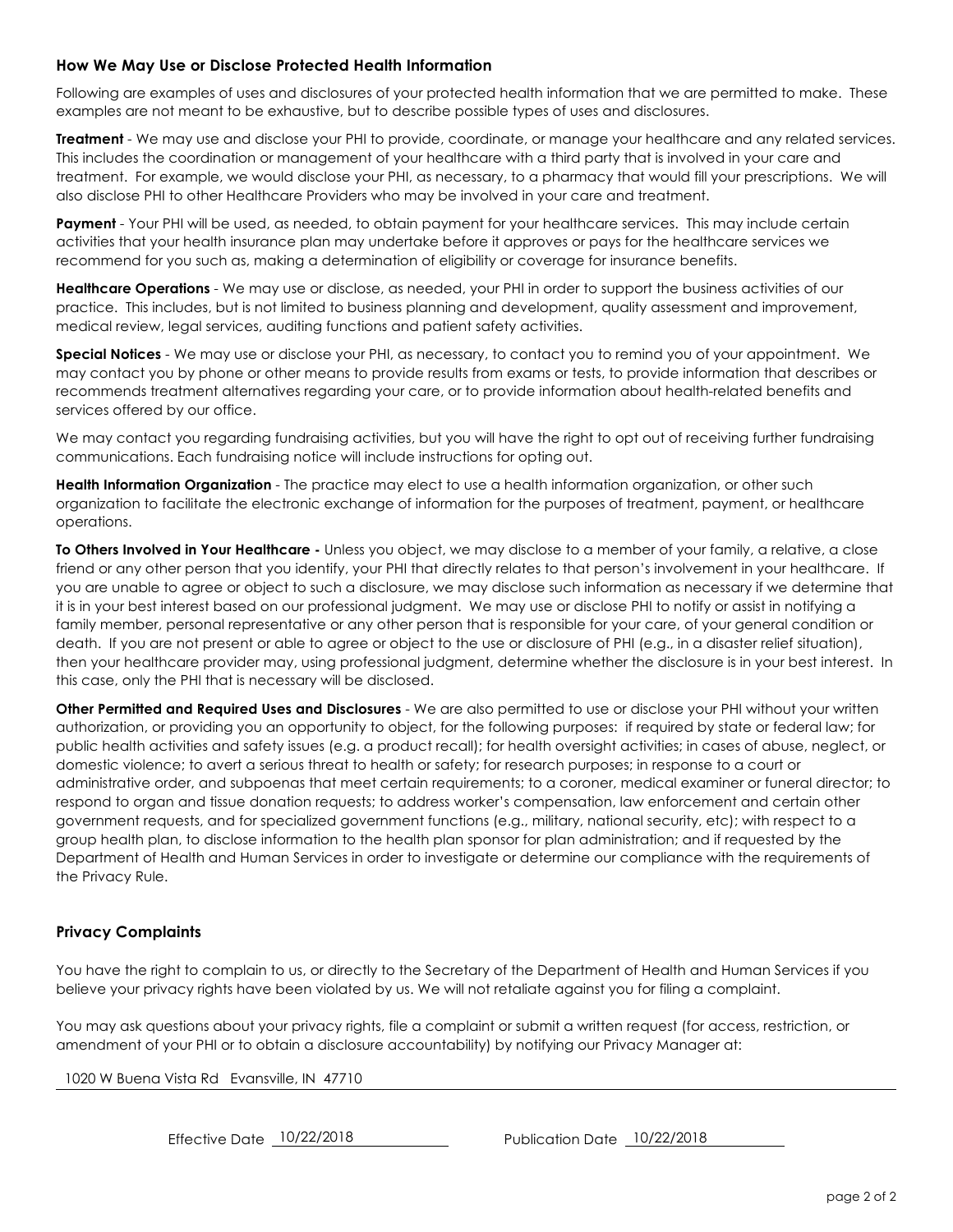## How We May Use or Disclose Protected Health Information

Following are examples of uses and disclosures of your protected health information that we are permitted to make. These examples are not meant to be exhaustive, but to describe possible types of uses and disclosures.

**Treatment** - We may use and disclose your PHI to provide, coordinate, or manage your healthcare and any related services. This includes the coordination or management of your healthcare with a third party that is involved in your care and treatment. For example, we would disclose your PHI, as necessary, to a pharmacy that would fill your prescriptions. We will also disclose PHI to other Healthcare Providers who may be involved in your care and treatment.

**Payment** - Your PHI will be used, as needed, to obtain payment for your healthcare services. This may include certain activities that your health insurance plan may undertake before it approves or pays for the healthcare services we recommend for you such as, making a determination of eligibility or coverage for insurance benefits.

**Healthcare Operations** - We may use or disclose, as needed, your PHI in order to support the business activities of our practice. This includes, but is not limited to business planning and development, quality assessment and improvement, medical review, legal services, auditing functions and patient safety activities.

**Special Notices** - We may use or disclose your PHI, as necessary, to contact you to remind you of your appointment. We may contact you by phone or other means to provide results from exams or tests, to provide information that describes or recommends treatment alternatives regarding your care, or to provide information about health-related benefits and services offered by our office.

We may contact you regarding fundraising activities, but you will have the right to opt out of receiving further fundraising communications. Each fundraising notice will include instructions for opting out.

**Health Information Organization** - The practice may elect to use a health information organization, or other such organization to facilitate the electronic exchange of information for the purposes of treatment, payment, or healthcare operations.

**To Others Involved in Your Healthcare -** Unless you object, we may disclose to a member of your family, a relative, a close friend or any other person that you identify, your PHI that directly relates to that person's involvement in your healthcare. If you are unable to agree or object to such a disclosure, we may disclose such information as necessary if we determine that it is in your best interest based on our professional judgment. We may use or disclose PHI to notify or assist in notifying a family member, personal representative or any other person that is responsible for your care, of your general condition or death. If you are not present or able to agree or object to the use or disclosure of PHI (e.g., in a disaster relief situation), then your healthcare provider may, using professional judgment, determine whether the disclosure is in your best interest. In this case, only the PHI that is necessary will be disclosed.

**Other Permitted and Required Uses and Disclosures** - We are also permitted to use or disclose your PHI without your written authorization, or providing you an opportunity to object, for the following purposes: if required by state or federal law; for public health activities and safety issues (e.g. a product recall); for health oversight activities; in cases of abuse, neglect, or domestic violence; to avert a serious threat to health or safety; for research purposes; in response to a court or administrative order, and subpoenas that meet certain requirements; to a coroner, medical examiner or funeral director; to respond to organ and tissue donation requests; to address worker's compensation, law enforcement and certain other government requests, and for specialized government functions (e.g., military, national security, etc); with respect to a group health plan, to disclose information to the health plan sponsor for plan administration; and if requested by the Department of Health and Human Services in order to investigate or determine our compliance with the requirements of the Privacy Rule.

## Privacy Complaints

You have the right to complain to us, or directly to the Secretary of the Department of Health and Human Services if you believe your privacy rights have been violated by us. We will not retaliate against you for filing a complaint.

You may ask questions about your privacy rights, file a complaint or submit a written request (for access, restriction, or amendment of your PHI or to obtain a disclosure accountability) by notifying our Privacy Manager at:

1020 W Buena Vista Rd Evansville, IN 47710

Effective Date 10/22/2018 Publication Date 10/22/2018